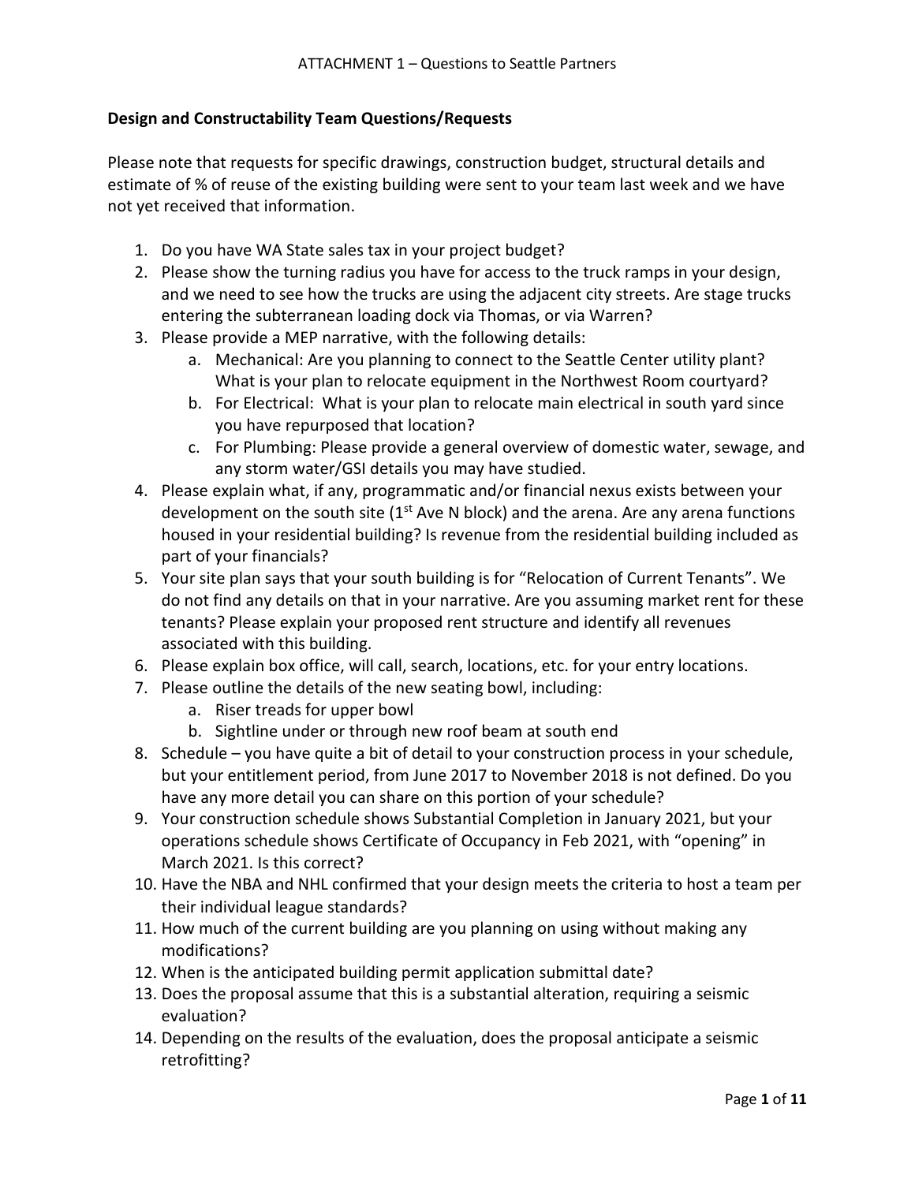ATTACHMENT 1 – Questions to Seattle Partners

**Design and Constructability Team Questions/Requests**

Please note that requests for specific drawings, construction budget, structural details and estimate of % of reuse of the existing building were sent to your team last week and we have not yet received that information.

1. Do you have WA State sales tax in your project budget?
2. Please show the turning radius you have for access to the truck ramps in your design, and we need to see how the trucks are using the adjacent city streets. Are stage trucks entering the subterranean loading dock via Thomas, or via Warren?
3. Please provide a MEP narrative, with the following details:
   a. Mechanical: Are you planning to connect to the Seattle Center utility plant? What is your plan to relocate equipment in the Northwest Room courtyard?
   b. For Electrical: What is your plan to relocate main electrical in south yard since you have repurposed that location?
   c. For Plumbing: Please provide a general overview of domestic water, sewage, and any storm water/GSI details you may have studied.
4. Please explain what, if any, programmatic and/or financial nexus exists between your development on the south site (1st Ave N block) and the arena. Are any arena functions housed in your residential building? Is revenue from the residential building included as part of your financials?
5. Your site plan says that your south building is for "Relocation of Current Tenants". We do not find any details on that in your narrative. Are you assuming market rent for these tenants? Please explain your proposed rent structure and identify all revenues associated with this building.
6. Please explain box office, will call, search, locations, etc. for your entry locations.
7. Please outline the details of the new seating bowl, including:
   a. Riser treads for upper bowl
   b. Sightline under or through new roof beam at south end
8. Schedule – you have quite a bit of detail to your construction process in your schedule, but your entitlement period, from June 2017 to November 2018 is not defined. Do you have any more detail you can share on this portion of your schedule?
9. Your construction schedule shows Substantial Completion in January 2021, but your operations schedule shows Certificate of Occupancy in Feb 2021, with "opening" in March 2021. Is this correct?
10. Have the NBA and NHL confirmed that your design meets the criteria to host a team per their individual league standards?
11. How much of the current building are you planning on using without making any modifications?
12. When is the anticipated building permit application submittal date?
13. Does the proposal assume that this is a substantial alteration, requiring a seismic evaluation?
14. Depending on the results of the evaluation, does the proposal anticipate a seismic retrofitting?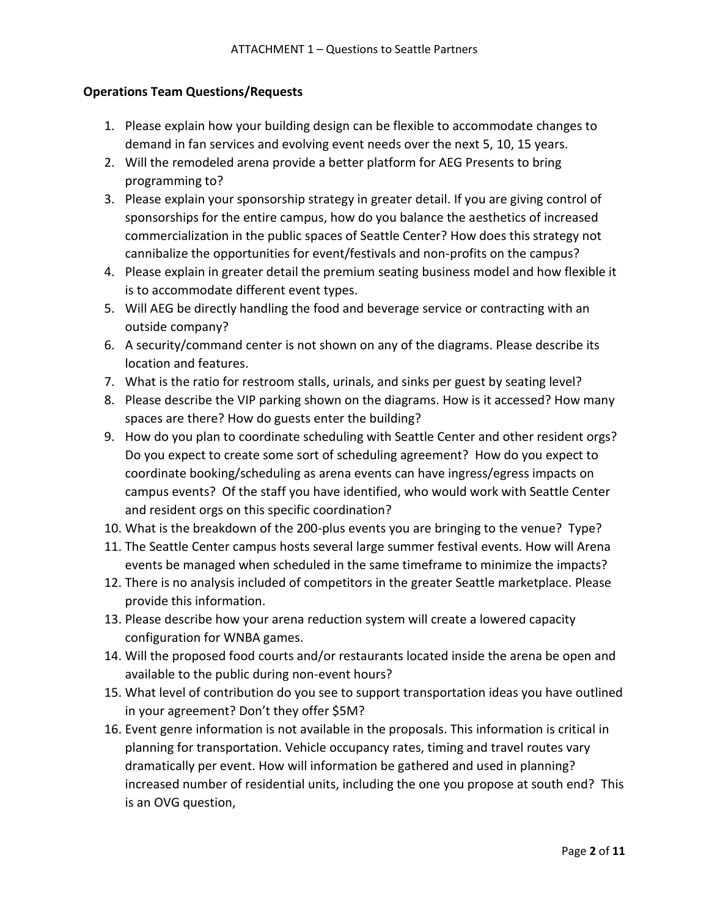ATTACHMENT 1 – Questions to Seattle Partners

**Operations Team Questions/Requests**

1. Please explain how your building design can be flexible to accommodate changes to demand in fan services and evolving event needs over the next 5, 10, 15 years.
2. Will the remodeled arena provide a better platform for AEG Presents to bring programming to?
3. Please explain your sponsorship strategy in greater detail. If you are giving control of sponsorships for the entire campus, how do you balance the aesthetics of increased commercialization in the public spaces of Seattle Center? How does this strategy not cannibalize the opportunities for event/festivals and non-profits on the campus?
4. Please explain in greater detail the premium seating business model and how flexible it is to accommodate different event types.
5. Will AEG be directly handling the food and beverage service or contracting with an outside company?
6. A security/command center is not shown on any of the diagrams. Please describe its location and features.
7. What is the ratio for restroom stalls, urinals, and sinks per guest by seating level?
8. Please describe the VIP parking shown on the diagrams. How is it accessed? How many spaces are there? How do guests enter the building?
9. How do you plan to coordinate scheduling with Seattle Center and other resident orgs? Do you expect to create some sort of scheduling agreement? How do you expect to coordinate booking/scheduling as arena events can have ingress/egress impacts on campus events? Of the staff you have identified, who would work with Seattle Center and resident orgs on this specific coordination?
10. What is the breakdown of the 200-plus events you are bringing to the venue? Type?
11. The Seattle Center campus hosts several large summer festival events. How will Arena events be managed when scheduled in the same timeframe to minimize the impacts?
12. There is no analysis included of competitors in the greater Seattle marketplace. Please provide this information.
13. Please describe how your arena reduction system will create a lowered capacity configuration for WNBA games.
14. Will the proposed food courts and/or restaurants located inside the arena be open and available to the public during non-event hours?
15. What level of contribution do you see to support transportation ideas you have outlined in your agreement? Don't they offer $5M?
16. Event genre information is not available in the proposals. This information is critical in planning for transportation. Vehicle occupancy rates, timing and travel routes vary dramatically per event. How will information be gathered and used in planning? increased number of residential units, including the one you propose at south end? This is an OVG question,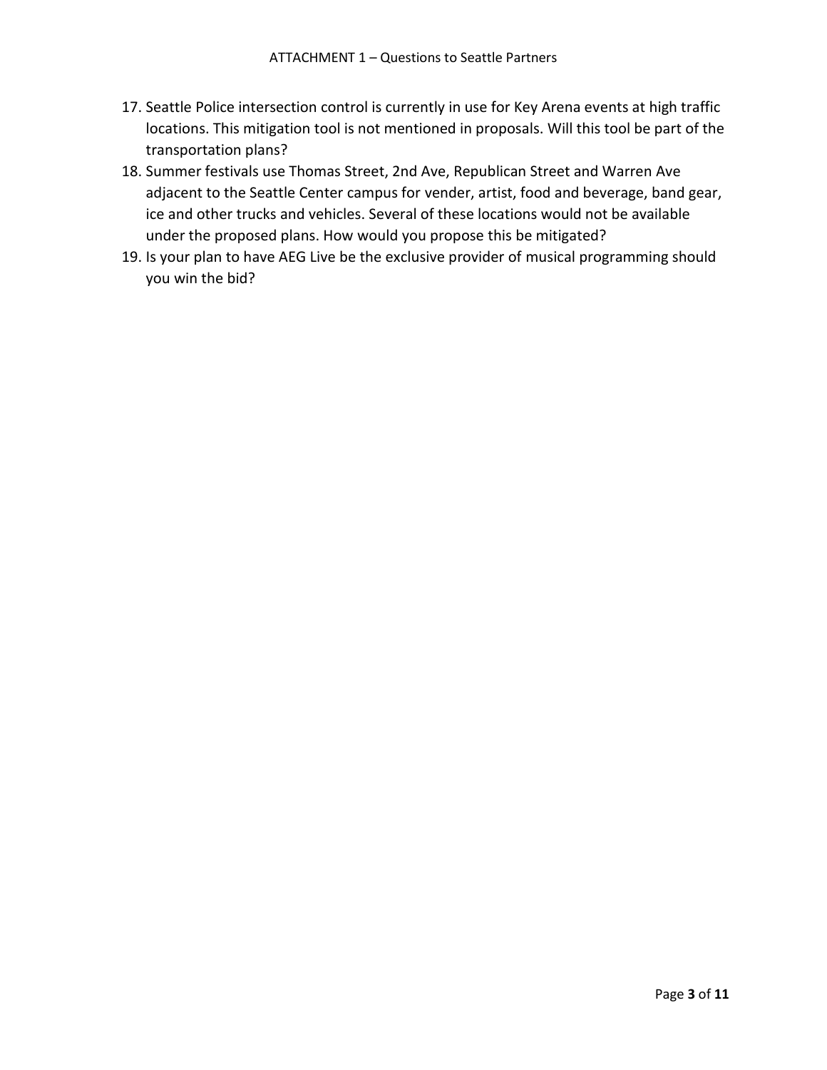17. Seattle Police intersection control is currently in use for Key Arena events at high traffic locations. This mitigation tool is not mentioned in proposals. Will this tool be part of the transportation plans?
18. Summer festivals use Thomas Street, 2nd Ave, Republican Street and Warren Ave adjacent to the Seattle Center campus for vender, artist, food and beverage, band gear, ice and other trucks and vehicles. Several of these locations would not be available under the proposed plans. How would you propose this be mitigated?
19. Is your plan to have AEG Live be the exclusive provider of musical programming should you win the bid?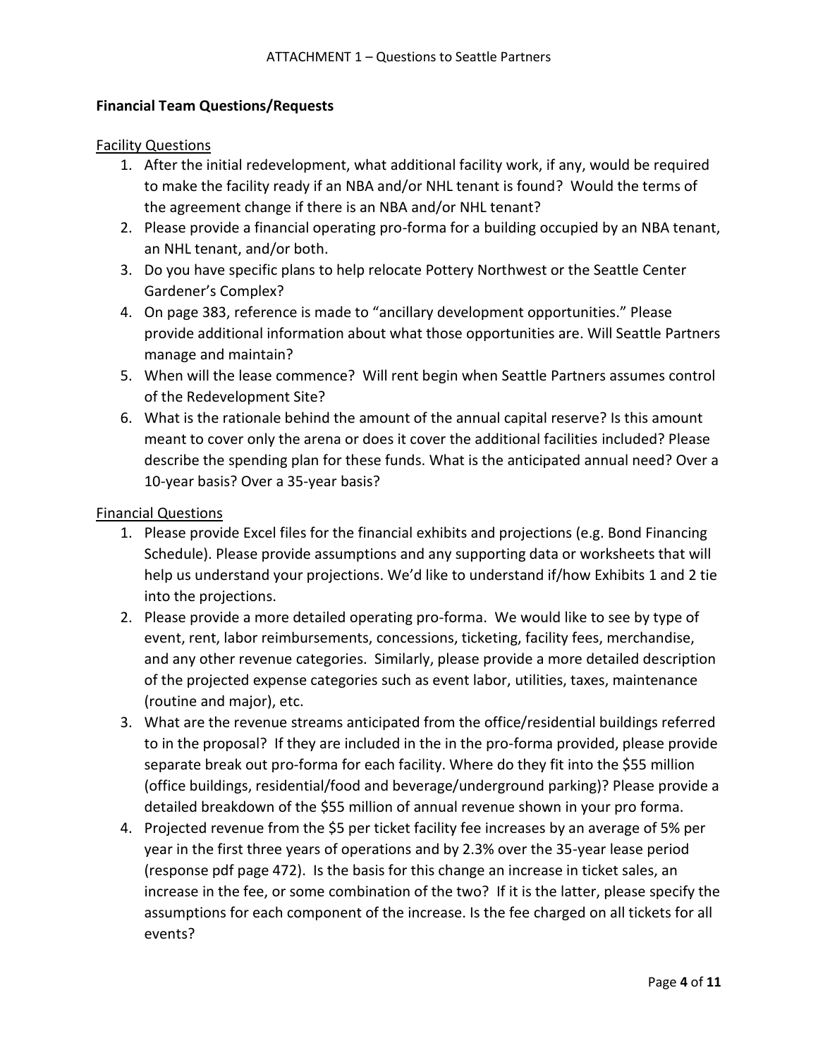ATTACHMENT 1 – Questions to Seattle Partners

**Financial Team Questions/Requests**

Facility Questions

1. After the initial redevelopment, what additional facility work, if any, would be required to make the facility ready if an NBA and/or NHL tenant is found? Would the terms of the agreement change if there is an NBA and/or NHL tenant?
2. Please provide a financial operating pro-forma for a building occupied by an NBA tenant, an NHL tenant, and/or both.
3. Do you have specific plans to help relocate Pottery Northwest or the Seattle Center Gardener's Complex?
4. On page 383, reference is made to "ancillary development opportunities." Please provide additional information about what those opportunities are. Will Seattle Partners manage and maintain?
5. When will the lease commence? Will rent begin when Seattle Partners assumes control of the Redevelopment Site?
6. What is the rationale behind the amount of the annual capital reserve? Is this amount meant to cover only the arena or does it cover the additional facilities included? Please describe the spending plan for these funds. What is the anticipated annual need? Over a 10-year basis? Over a 35-year basis?

Financial Questions

1. Please provide Excel files for the financial exhibits and projections (e.g. Bond Financing Schedule). Please provide assumptions and any supporting data or worksheets that will help us understand your projections. We'd like to understand if/how Exhibits 1 and 2 tie into the projections.
2. Please provide a more detailed operating pro-forma. We would like to see by type of event, rent, labor reimbursements, concessions, ticketing, facility fees, merchandise, and any other revenue categories. Similarly, please provide a more detailed description of the projected expense categories such as event labor, utilities, taxes, maintenance (routine and major), etc.
3. What are the revenue streams anticipated from the office/residential buildings referred to in the proposal? If they are included in the in the pro-forma provided, please provide separate break out pro-forma for each facility. Where do they fit into the $55 million (office buildings, residential/food and beverage/underground parking)? Please provide a detailed breakdown of the $55 million of annual revenue shown in your pro forma.
4. Projected revenue from the $5 per ticket facility fee increases by an average of 5% per year in the first three years of operations and by 2.3% over the 35-year lease period (response pdf page 472). Is the basis for this change an increase in ticket sales, an increase in the fee, or some combination of the two? If it is the latter, please specify the assumptions for each component of the increase. Is the fee charged on all tickets for all events?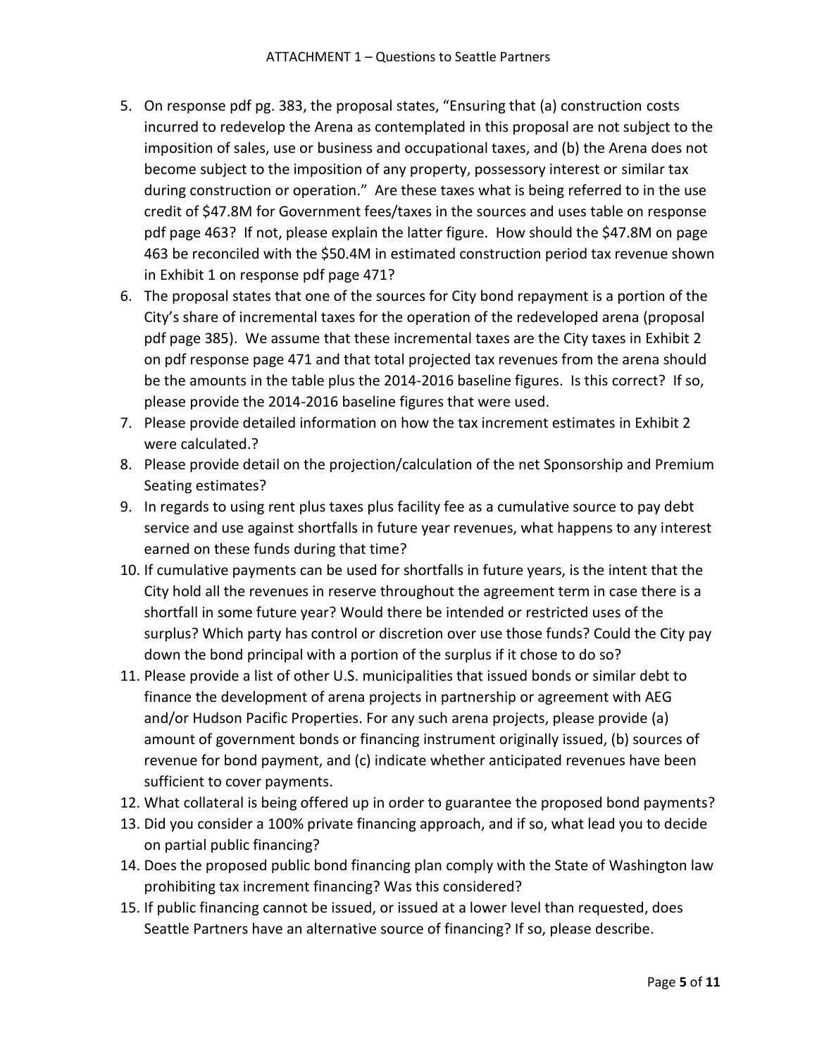5. On response pdf pg. 383, the proposal states, "Ensuring that (a) construction costs incurred to redevelop the Arena as contemplated in this proposal are not subject to the imposition of sales, use or business and occupational taxes, and (b) the Arena does not become subject to the imposition of any property, possessory interest or similar tax during construction or operation." Are these taxes what is being referred to in the use credit of $47.8M for Government fees/taxes in the sources and uses table on response pdf page 463? If not, please explain the latter figure. How should the $47.8M on page 463 be reconciled with the $50.4M in estimated construction period tax revenue shown in Exhibit 1 on response pdf page 471?
6. The proposal states that one of the sources for City bond repayment is a portion of the City's share of incremental taxes for the operation of the redeveloped arena (proposal pdf page 385). We assume that these incremental taxes are the City taxes in Exhibit 2 on pdf response page 471 and that total projected tax revenues from the arena should be the amounts in the table plus the 2014-2016 baseline figures. Is this correct? If so, please provide the 2014-2016 baseline figures that were used.
7. Please provide detailed information on how the tax increment estimates in Exhibit 2 were calculated.?
8. Please provide detail on the projection/calculation of the net Sponsorship and Premium Seating estimates?
9. In regards to using rent plus taxes plus facility fee as a cumulative source to pay debt service and use against shortfalls in future year revenues, what happens to any interest earned on these funds during that time?
10. If cumulative payments can be used for shortfalls in future years, is the intent that the City hold all the revenues in reserve throughout the agreement term in case there is a shortfall in some future year? Would there be intended or restricted uses of the surplus? Which party has control or discretion over use those funds? Could the City pay down the bond principal with a portion of the surplus if it chose to do so?
11. Please provide a list of other U.S. municipalities that issued bonds or similar debt to finance the development of arena projects in partnership or agreement with AEG and/or Hudson Pacific Properties. For any such arena projects, please provide (a) amount of government bonds or financing instrument originally issued, (b) sources of revenue for bond payment, and (c) indicate whether anticipated revenues have been sufficient to cover payments.
12. What collateral is being offered up in order to guarantee the proposed bond payments?
13. Did you consider a 100% private financing approach, and if so, what lead you to decide on partial public financing?
14. Does the proposed public bond financing plan comply with the State of Washington law prohibiting tax increment financing? Was this considered?
15. If public financing cannot be issued, or issued at a lower level than requested, does Seattle Partners have an alternative source of financing? If so, please describe.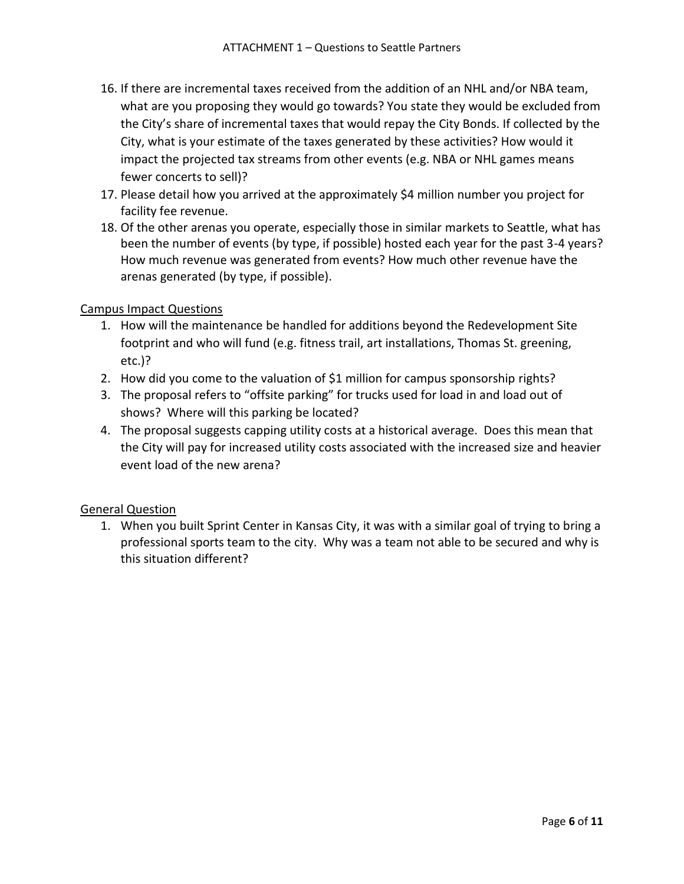16. If there are incremental taxes received from the addition of an NHL and/or NBA team, what are you proposing they would go towards? You state they would be excluded from the City's share of incremental taxes that would repay the City Bonds. If collected by the City, what is your estimate of the taxes generated by these activities? How would it impact the projected tax streams from other events (e.g. NBA or NHL games means fewer concerts to sell)?
17. Please detail how you arrived at the approximately $4 million number you project for facility fee revenue.
18. Of the other arenas you operate, especially those in similar markets to Seattle, what has been the number of events (by type, if possible) hosted each year for the past 3-4 years? How much revenue was generated from events? How much other revenue have the arenas generated (by type, if possible).

<u>Campus Impact Questions</u>

1. How will the maintenance be handled for additions beyond the Redevelopment Site footprint and who will fund (e.g. fitness trail, art installations, Thomas St. greening, etc.)?
2. How did you come to the valuation of $1 million for campus sponsorship rights?
3. The proposal refers to "offsite parking" for trucks used for load in and load out of shows? Where will this parking be located?
4. The proposal suggests capping utility costs at a historical average. Does this mean that the City will pay for increased utility costs associated with the increased size and heavier event load of the new arena?

<u>General Question</u>

1. When you built Sprint Center in Kansas City, it was with a similar goal of trying to bring a professional sports team to the city. Why was a team not able to be secured and why is this situation different?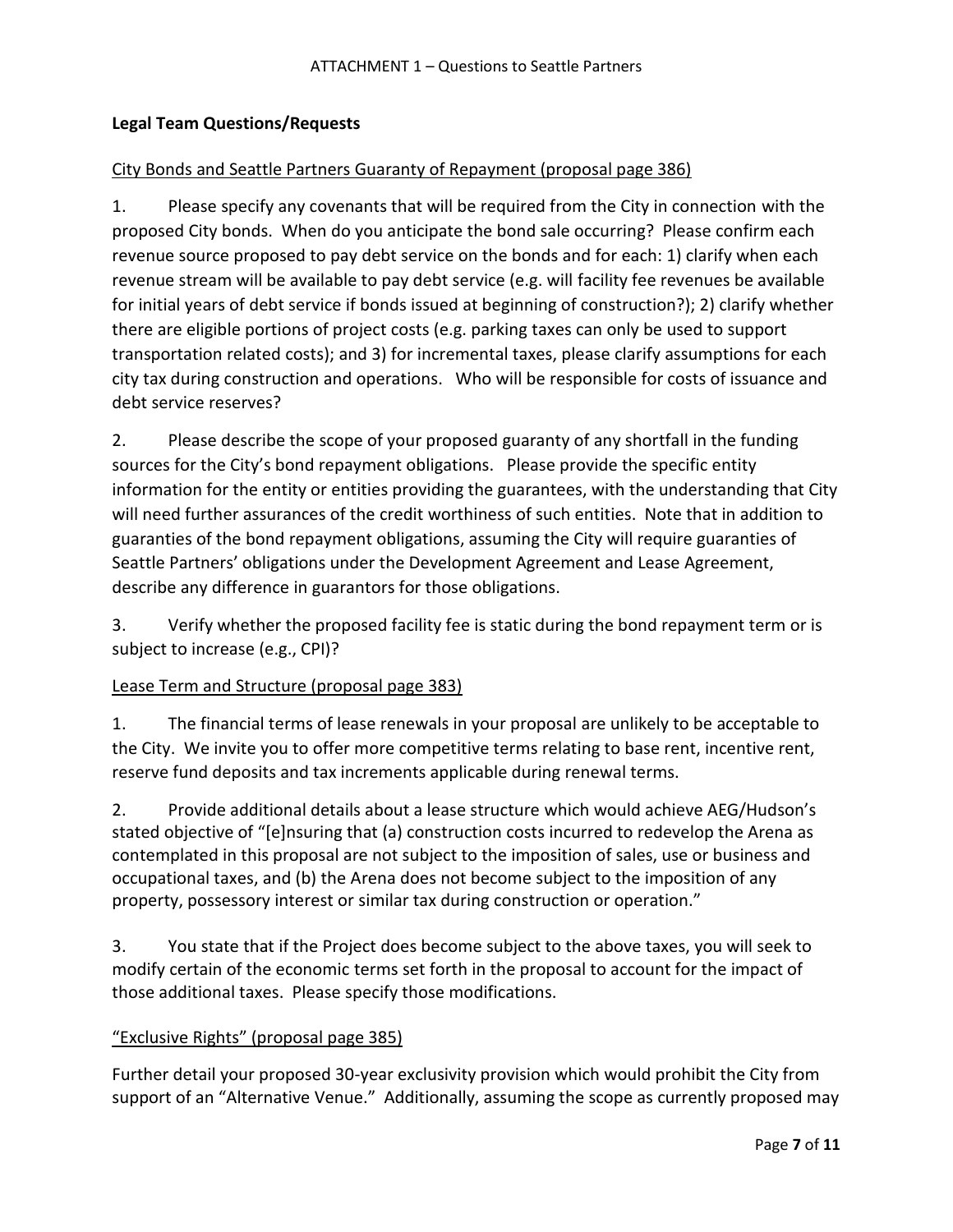ATTACHMENT 1 – Questions to Seattle Partners

**Legal Team Questions/Requests**

City Bonds and Seattle Partners Guaranty of Repayment (proposal page 386)

1. Please specify any covenants that will be required from the City in connection with the proposed City bonds. When do you anticipate the bond sale occurring? Please confirm each revenue source proposed to pay debt service on the bonds and for each: 1) clarify when each revenue stream will be available to pay debt service (e.g. will facility fee revenues be available for initial years of debt service if bonds issued at beginning of construction?); 2) clarify whether there are eligible portions of project costs (e.g. parking taxes can only be used to support transportation related costs); and 3) for incremental taxes, please clarify assumptions for each city tax during construction and operations. Who will be responsible for costs of issuance and debt service reserves?

2. Please describe the scope of your proposed guaranty of any shortfall in the funding sources for the City's bond repayment obligations. Please provide the specific entity information for the entity or entities providing the guarantees, with the understanding that City will need further assurances of the credit worthiness of such entities. Note that in addition to guaranties of the bond repayment obligations, assuming the City will require guaranties of Seattle Partners' obligations under the Development Agreement and Lease Agreement, describe any difference in guarantors for those obligations.

3. Verify whether the proposed facility fee is static during the bond repayment term or is subject to increase (e.g., CPI)?

Lease Term and Structure (proposal page 383)

1. The financial terms of lease renewals in your proposal are unlikely to be acceptable to the City. We invite you to offer more competitive terms relating to base rent, incentive rent, reserve fund deposits and tax increments applicable during renewal terms.

2. Provide additional details about a lease structure which would achieve AEG/Hudson's stated objective of "[e]nsuring that (a) construction costs incurred to redevelop the Arena as contemplated in this proposal are not subject to the imposition of sales, use or business and occupational taxes, and (b) the Arena does not become subject to the imposition of any property, possessory interest or similar tax during construction or operation."

3. You state that if the Project does become subject to the above taxes, you will seek to modify certain of the economic terms set forth in the proposal to account for the impact of those additional taxes. Please specify those modifications.

"Exclusive Rights" (proposal page 385)

Further detail your proposed 30-year exclusivity provision which would prohibit the City from support of an "Alternative Venue." Additionally, assuming the scope as currently proposed may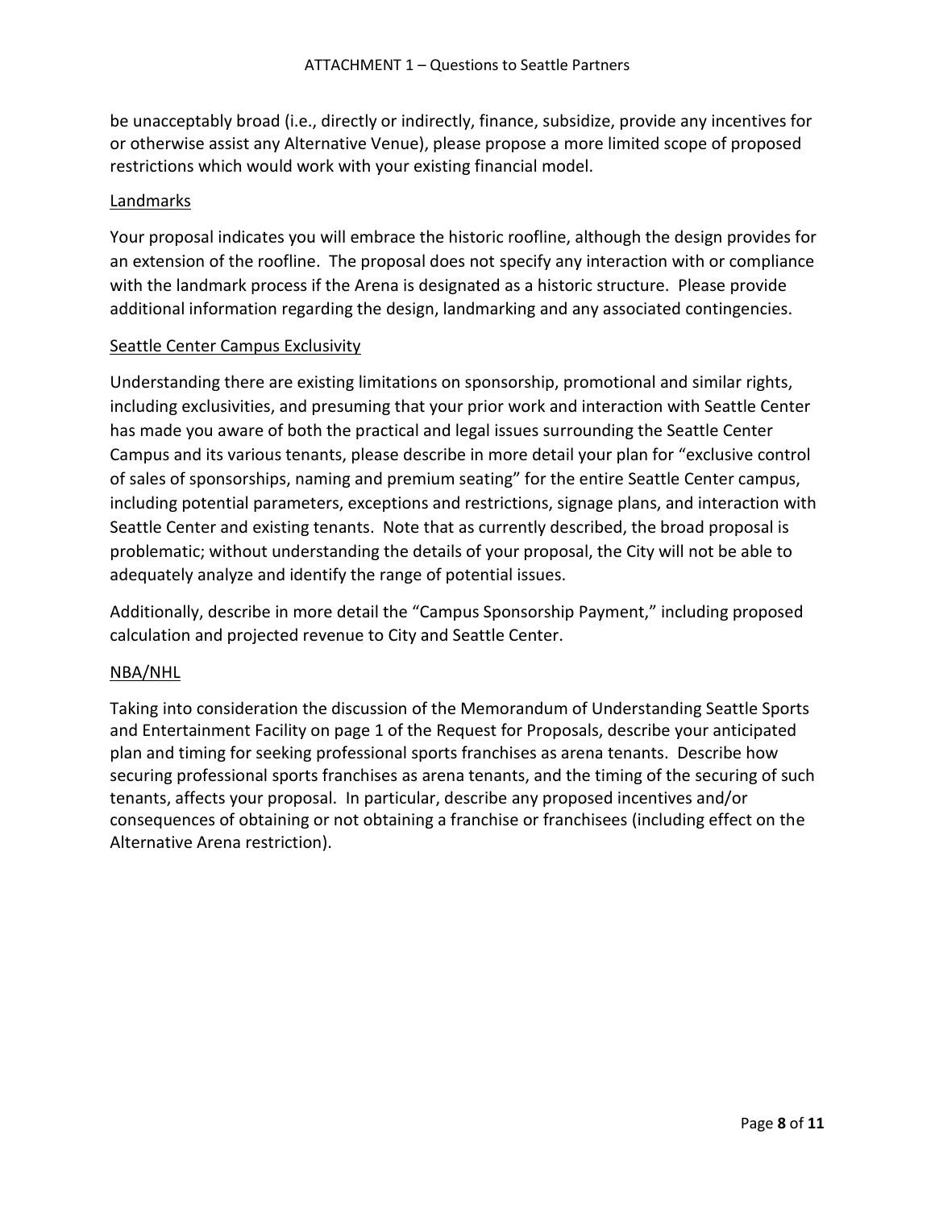be unacceptably broad (i.e., directly or indirectly, finance, subsidize, provide any incentives for or otherwise assist any Alternative Venue), please propose a more limited scope of proposed restrictions which would work with your existing financial model.

### Landmarks

Your proposal indicates you will embrace the historic roofline, although the design provides for an extension of the roofline. The proposal does not specify any interaction with or compliance with the landmark process if the Arena is designated as a historic structure. Please provide additional information regarding the design, landmarking and any associated contingencies.

### Seattle Center Campus Exclusivity

Understanding there are existing limitations on sponsorship, promotional and similar rights, including exclusivities, and presuming that your prior work and interaction with Seattle Center has made you aware of both the practical and legal issues surrounding the Seattle Center Campus and its various tenants, please describe in more detail your plan for "exclusive control of sales of sponsorships, naming and premium seating" for the entire Seattle Center campus, including potential parameters, exceptions and restrictions, signage plans, and interaction with Seattle Center and existing tenants. Note that as currently described, the broad proposal is problematic; without understanding the details of your proposal, the City will not be able to adequately analyze and identify the range of potential issues.

Additionally, describe in more detail the "Campus Sponsorship Payment," including proposed calculation and projected revenue to City and Seattle Center.

### NBA/NHL

Taking into consideration the discussion of the Memorandum of Understanding Seattle Sports and Entertainment Facility on page 1 of the Request for Proposals, describe your anticipated plan and timing for seeking professional sports franchises as arena tenants. Describe how securing professional sports franchises as arena tenants, and the timing of the securing of such tenants, affects your proposal. In particular, describe any proposed incentives and/or consequences of obtaining or not obtaining a franchise or franchisees (including effect on the Alternative Arena restriction).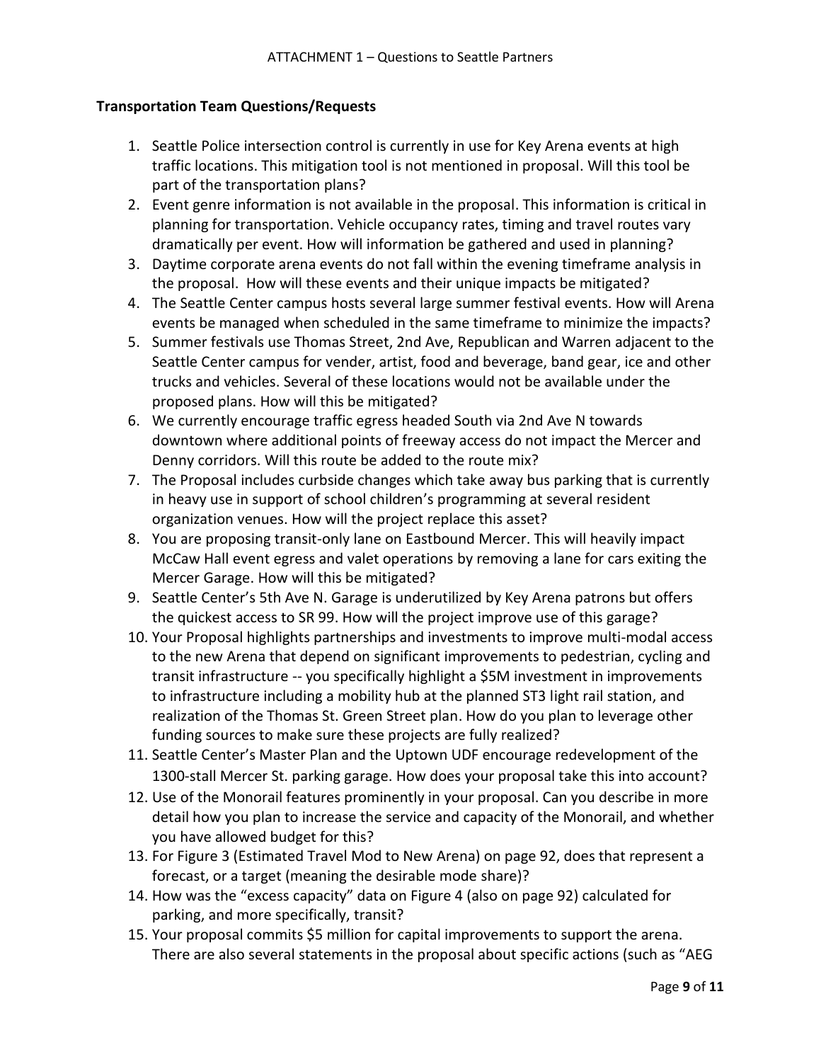ATTACHMENT 1 – Questions to Seattle Partners

**Transportation Team Questions/Requests**

1. Seattle Police intersection control is currently in use for Key Arena events at high traffic locations. This mitigation tool is not mentioned in proposal. Will this tool be part of the transportation plans?
2. Event genre information is not available in the proposal. This information is critical in planning for transportation. Vehicle occupancy rates, timing and travel routes vary dramatically per event. How will information be gathered and used in planning?
3. Daytime corporate arena events do not fall within the evening timeframe analysis in the proposal. How will these events and their unique impacts be mitigated?
4. The Seattle Center campus hosts several large summer festival events. How will Arena events be managed when scheduled in the same timeframe to minimize the impacts?
5. Summer festivals use Thomas Street, 2nd Ave, Republican and Warren adjacent to the Seattle Center campus for vender, artist, food and beverage, band gear, ice and other trucks and vehicles. Several of these locations would not be available under the proposed plans. How will this be mitigated?
6. We currently encourage traffic egress headed South via 2nd Ave N towards downtown where additional points of freeway access do not impact the Mercer and Denny corridors. Will this route be added to the route mix?
7. The Proposal includes curbside changes which take away bus parking that is currently in heavy use in support of school children's programming at several resident organization venues. How will the project replace this asset?
8. You are proposing transit-only lane on Eastbound Mercer. This will heavily impact McCaw Hall event egress and valet operations by removing a lane for cars exiting the Mercer Garage. How will this be mitigated?
9. Seattle Center's 5th Ave N. Garage is underutilized by Key Arena patrons but offers the quickest access to SR 99. How will the project improve use of this garage?
10. Your Proposal highlights partnerships and investments to improve multi-modal access to the new Arena that depend on significant improvements to pedestrian, cycling and transit infrastructure -- you specifically highlight a $5M investment in improvements to infrastructure including a mobility hub at the planned ST3 light rail station, and realization of the Thomas St. Green Street plan. How do you plan to leverage other funding sources to make sure these projects are fully realized?
11. Seattle Center's Master Plan and the Uptown UDF encourage redevelopment of the 1300-stall Mercer St. parking garage. How does your proposal take this into account?
12. Use of the Monorail features prominently in your proposal. Can you describe in more detail how you plan to increase the service and capacity of the Monorail, and whether you have allowed budget for this?
13. For Figure 3 (Estimated Travel Mod to New Arena) on page 92, does that represent a forecast, or a target (meaning the desirable mode share)?
14. How was the "excess capacity" data on Figure 4 (also on page 92) calculated for parking, and more specifically, transit?
15. Your proposal commits $5 million for capital improvements to support the arena. There are also several statements in the proposal about specific actions (such as "AEG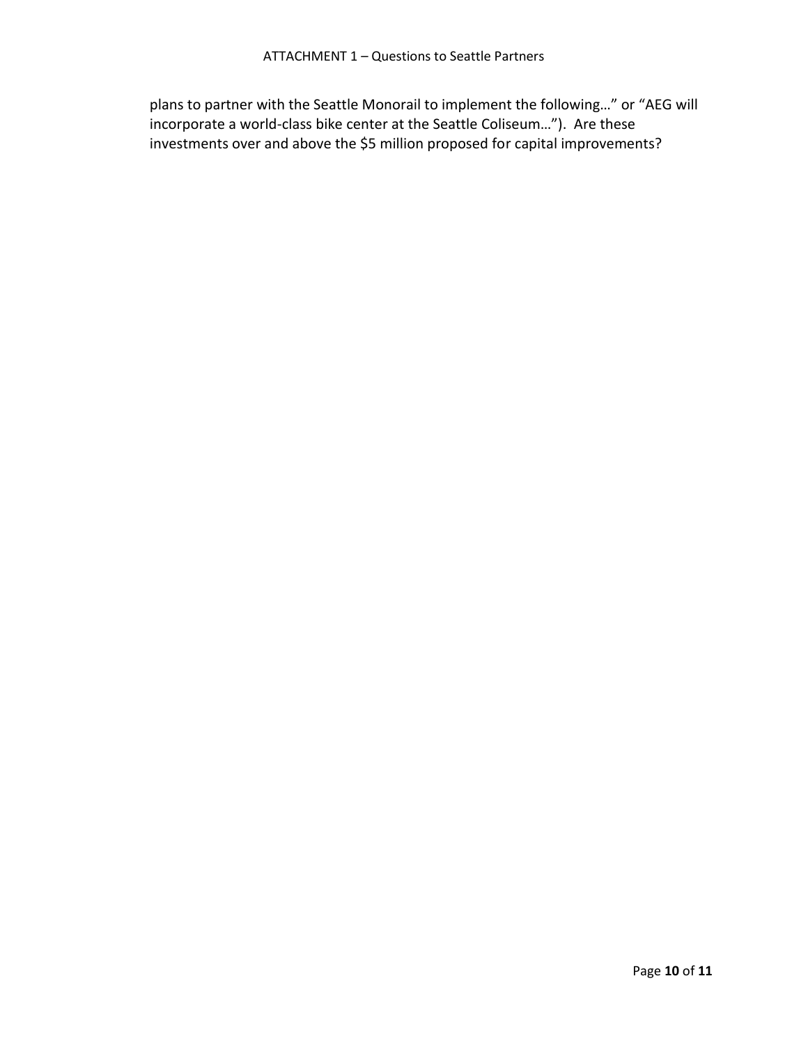plans to partner with the Seattle Monorail to implement the following…" or "AEG will incorporate a world-class bike center at the Seattle Coliseum…"). Are these investments over and above the $5 million proposed for capital improvements?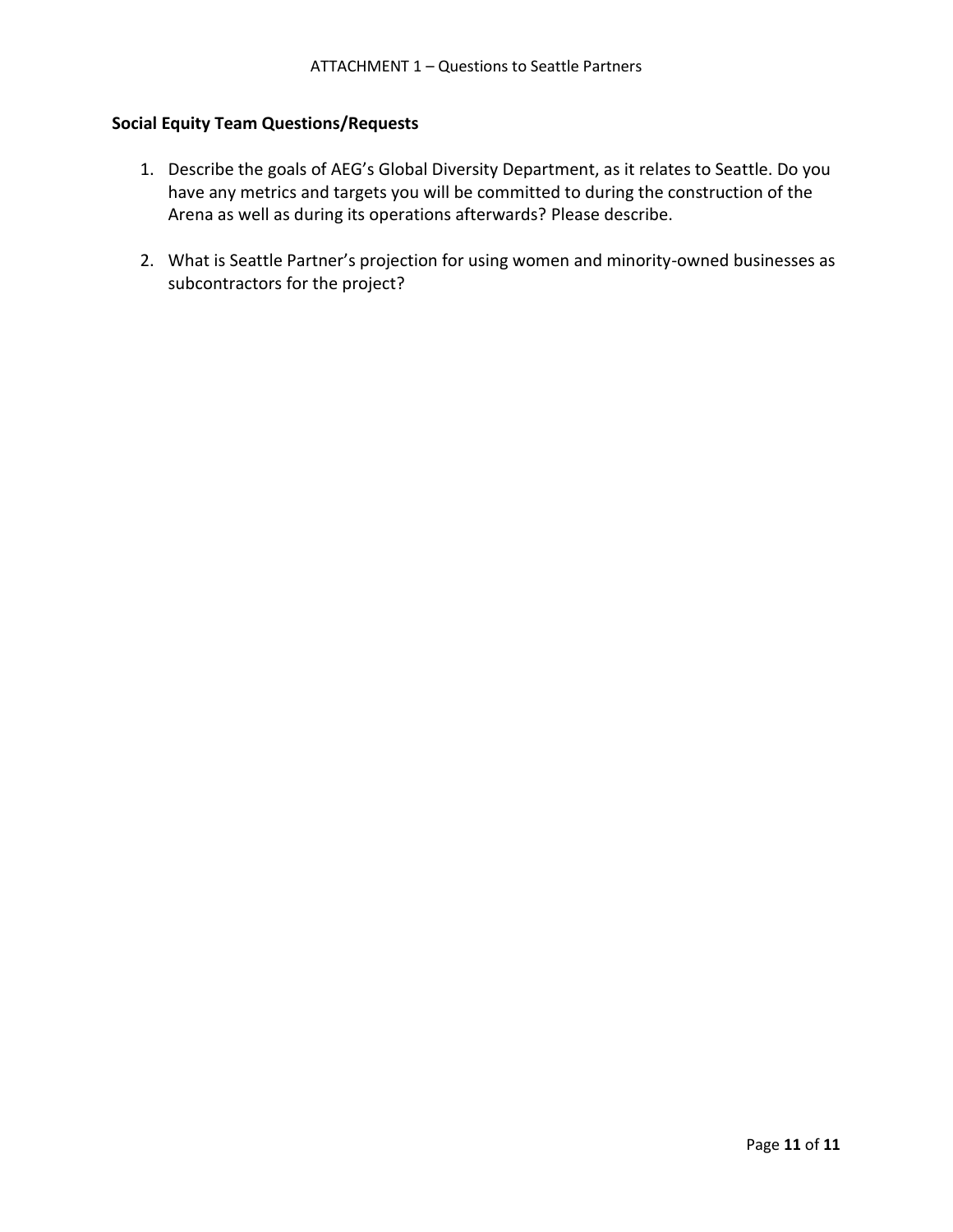## Social Equity Team Questions/Requests

1. Describe the goals of AEG's Global Diversity Department, as it relates to Seattle. Do you have any metrics and targets you will be committed to during the construction of the Arena as well as during its operations afterwards? Please describe.

2. What is Seattle Partner's projection for using women and minority-owned businesses as subcontractors for the project?